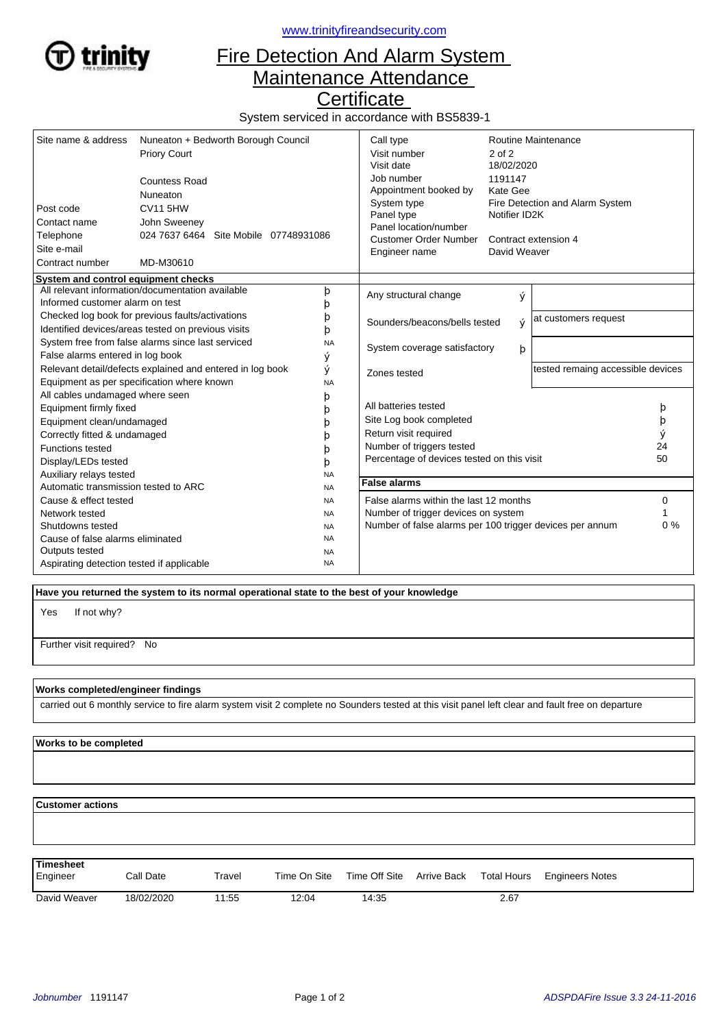www.trinityfireandsecurity.com

# Fire Detection And Alarm System Maintenance Attendance Certificate

System serviced in accordance with BS5839-1

| | | | |
|---|---|---|---|
| Site name & address | Nuneaton + Bedworth Borough Council<br>Priory Court<br><br>Countess Road<br>Nuneaton | Call type | Routine Maintenance |
| | | Visit number | 2 of 2 |
| | | Visit date | 18/02/2020 |
| | | Job number | 1191147 |
| | | Appointment booked by | Kate Gee |
| Post code | CV11 5HW | System type | Fire Detection and Alarm System |
| Contact name | John Sweeney | Panel type | Notifier ID2K |
| Telephone | 024 7637 6464 Site Mobile 07748931086 | Panel location/number | |
| Site e-mail | | Customer Order Number | Contract extension 4 |
| Contract number | MD-M30610 | Engineer name | David Weaver |

**System and control equipment checks**

| | |
|---|---|
| All relevant information/documentation available | þ |
| Informed customer alarm on test | þ |
| Checked log book for previous faults/activations | þ |
| Identified devices/areas tested on previous visits | þ |
| System free from false alarms since last serviced | NA |
| False alarms entered in log book | ý |
| Relevant detail/defects explained and entered in log book | ý |
| Equipment as per specification where known | NA |
| All cables undamaged where seen | þ |
| Equipment firmly fixed | þ |
| Equipment clean/undamaged | þ |
| Correctly fitted & undamaged | þ |
| Functions tested | þ |
| Display/LEDs tested | þ |
| Auxiliary relays tested | NA |
| Automatic transmission tested to ARC | NA |
| Cause & effect tested | NA |
| Network tested | NA |
| Shutdowns tested | NA |
| Cause of false alarms eliminated | NA |
| Outputs tested | NA |
| Aspirating detection tested if applicable | NA |

| | | |
|---|---|---|
| Any structural change | ý | |
| Sounders/beacons/bells tested | ý | at customers request |
| System coverage satisfactory | þ | |
| Zones tested | | tested remaing accessible devices |

| | |
|---|---|
| All batteries tested | þ |
| Site Log book completed | þ |
| Return visit required | ý |
| Number of triggers tested | 24 |
| Percentage of devices tested on this visit | 50 |

**False alarms**

| | |
|---|---|
| False alarms within the last 12 months | 0 |
| Number of trigger devices on system | 1 |
| Number of false alarms per 100 trigger devices per annum | 0 % |

**Have you returned the system to its normal operational state to the best of your knowledge**

Yes If not why?

Further visit required? No

**Works completed/engineer findings**

carried out 6 monthly service to fire alarm system visit 2 complete no Sounders tested at this visit panel left clear and fault free on departure

**Works to be completed**

**Customer actions**

**Timesheet**

| Engineer | Call Date | Travel | Time On Site | Time Off Site | Arrive Back | Total Hours | Engineers Notes |
|---|---|---|---|---|---|---|---|
| David Weaver | 18/02/2020 | 11:55 | 12:04 | 14:35 | | 2.67 | |

*Jobnumber* 1191147

*ADSPDAFire Issue 3.3 24-11-2016*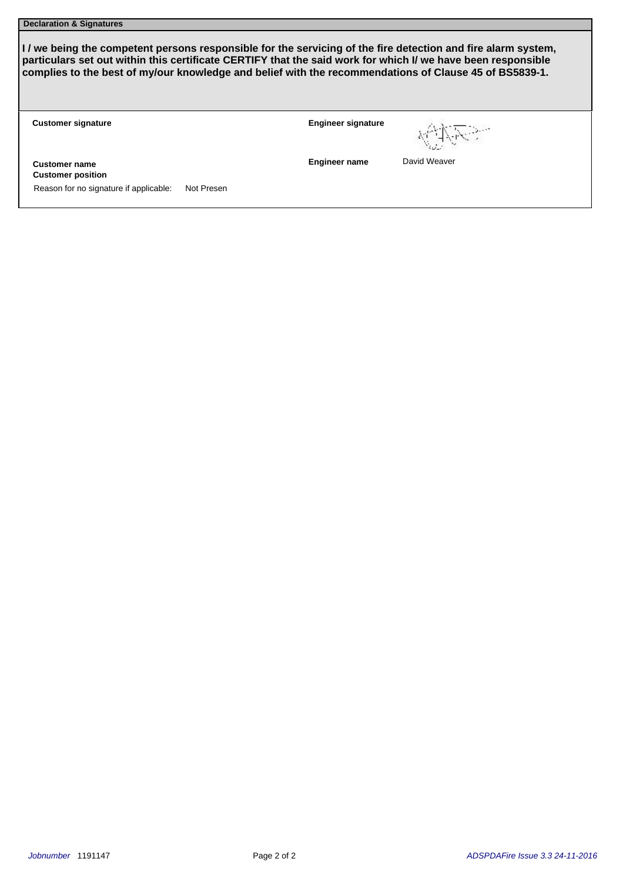## Declaration & Signatures

**I / we being the competent persons responsible for the servicing of the fire detection and fire alarm system, particulars set out within this certificate CERTIFY that the said work for which I/ we have been responsible complies to the best of my/our knowledge and belief with the recommendations of Clause 45 of BS5839-1.**

| | | | |
|---|---|---|---|
| **Customer signature** | | **Engineer signature** | |
| **Customer name** | | **Engineer name** | David Weaver |
| **Customer position** | | | |
| Reason for no signature if applicable: | Not Presen | | |

*Jobnumber* 1191147

*ADSPDAFire Issue 3.3 24-11-2016*